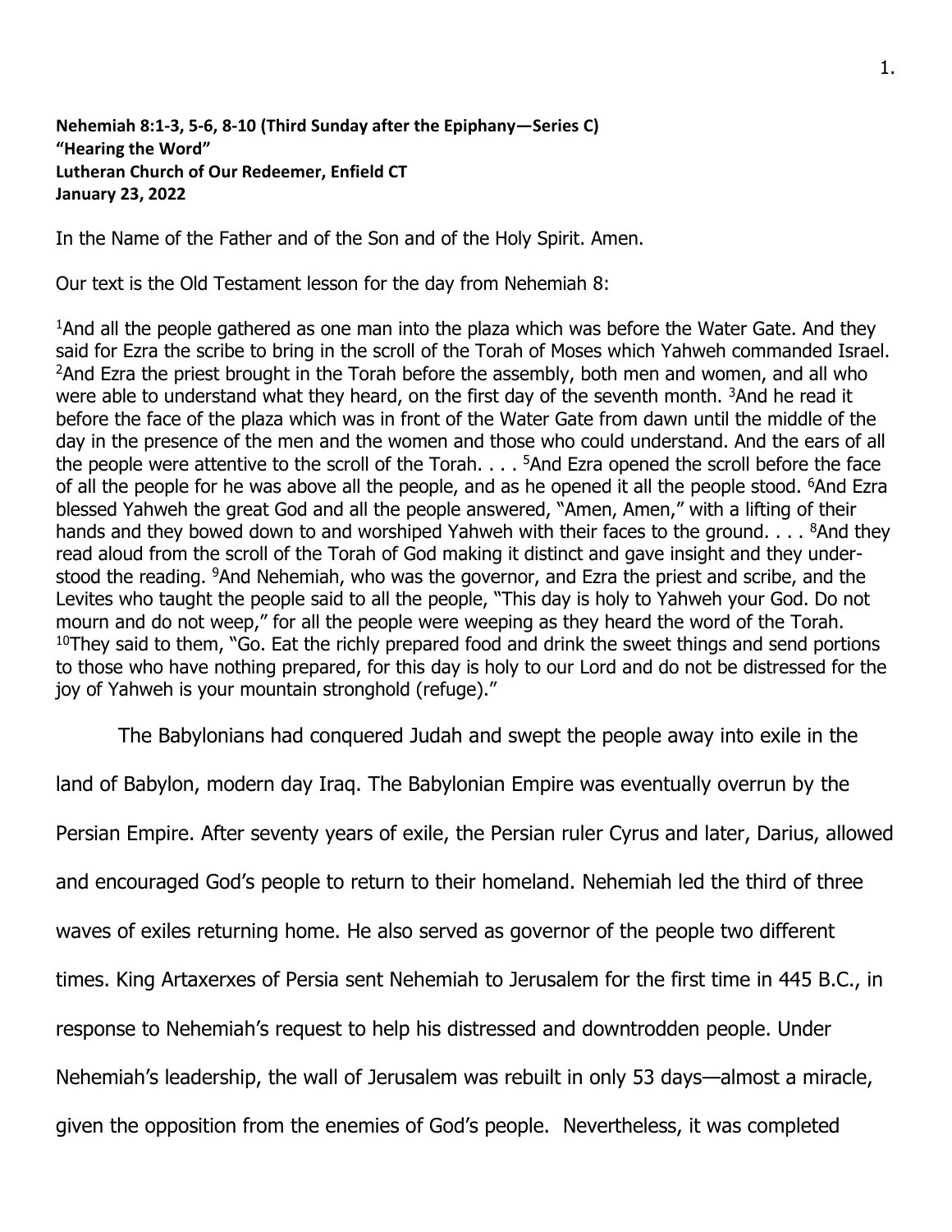**Nehemiah 8:1-3, 5-6, 8-10 (Third Sunday after the Epiphany—Series C)**
**"Hearing the Word"**
**Lutheran Church of Our Redeemer, Enfield CT**
**January 23, 2022**

In the Name of the Father and of the Son and of the Holy Spirit. Amen.

Our text is the Old Testament lesson for the day from Nehemiah 8:

[1]And all the people gathered as one man into the plaza which was before the Water Gate. And they said for Ezra the scribe to bring in the scroll of the Torah of Moses which Yahweh commanded Israel. [2]And Ezra the priest brought in the Torah before the assembly, both men and women, and all who were able to understand what they heard, on the first day of the seventh month. [3]And he read it before the face of the plaza which was in front of the Water Gate from dawn until the middle of the day in the presence of the men and the women and those who could understand. And the ears of all the people were attentive to the scroll of the Torah. . . . [5]And Ezra opened the scroll before the face of all the people for he was above all the people, and as he opened it all the people stood. [6]And Ezra blessed Yahweh the great God and all the people answered, "Amen, Amen," with a lifting of their hands and they bowed down to and worshiped Yahweh with their faces to the ground. . . . [8]And they read aloud from the scroll of the Torah of God making it distinct and gave insight and they understood the reading. [9]And Nehemiah, who was the governor, and Ezra the priest and scribe, and the Levites who taught the people said to all the people, "This day is holy to Yahweh your God. Do not mourn and do not weep," for all the people were weeping as they heard the word of the Torah. [10]They said to them, "Go. Eat the richly prepared food and drink the sweet things and send portions to those who have nothing prepared, for this day is holy to our Lord and do not be distressed for the joy of Yahweh is your mountain stronghold (refuge)."

The Babylonians had conquered Judah and swept the people away into exile in the land of Babylon, modern day Iraq. The Babylonian Empire was eventually overrun by the Persian Empire. After seventy years of exile, the Persian ruler Cyrus and later, Darius, allowed and encouraged God's people to return to their homeland. Nehemiah led the third of three waves of exiles returning home. He also served as governor of the people two different times. King Artaxerxes of Persia sent Nehemiah to Jerusalem for the first time in 445 B.C., in response to Nehemiah's request to help his distressed and downtrodden people. Under Nehemiah's leadership, the wall of Jerusalem was rebuilt in only 53 days—almost a miracle, given the opposition from the enemies of God's people. Nevertheless, it was completed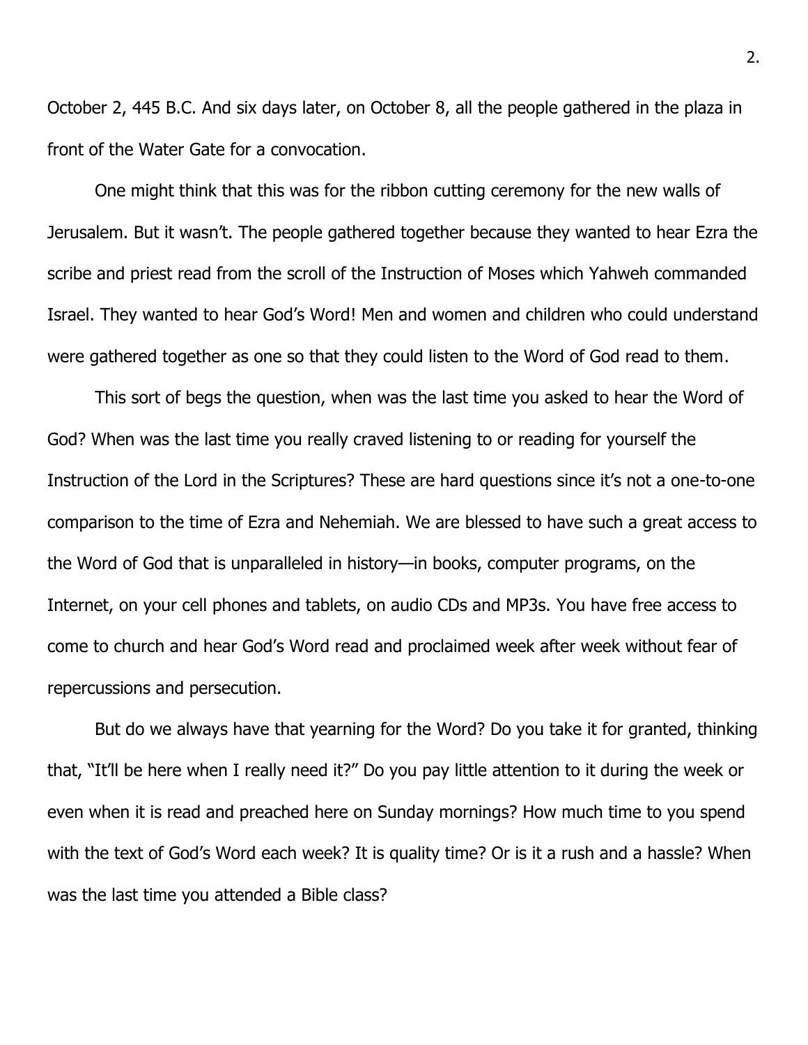October 2, 445 B.C. And six days later, on October 8, all the people gathered in the plaza in front of the Water Gate for a convocation.

One might think that this was for the ribbon cutting ceremony for the new walls of Jerusalem. But it wasn't. The people gathered together because they wanted to hear Ezra the scribe and priest read from the scroll of the Instruction of Moses which Yahweh commanded Israel. They wanted to hear God's Word! Men and women and children who could understand were gathered together as one so that they could listen to the Word of God read to them.

This sort of begs the question, when was the last time you asked to hear the Word of God? When was the last time you really craved listening to or reading for yourself the Instruction of the Lord in the Scriptures? These are hard questions since it's not a one-to-one comparison to the time of Ezra and Nehemiah. We are blessed to have such a great access to the Word of God that is unparalleled in history—in books, computer programs, on the Internet, on your cell phones and tablets, on audio CDs and MP3s. You have free access to come to church and hear God's Word read and proclaimed week after week without fear of repercussions and persecution.

But do we always have that yearning for the Word? Do you take it for granted, thinking that, "It'll be here when I really need it?" Do you pay little attention to it during the week or even when it is read and preached here on Sunday mornings? How much time to you spend with the text of God's Word each week? It is quality time? Or is it a rush and a hassle? When was the last time you attended a Bible class?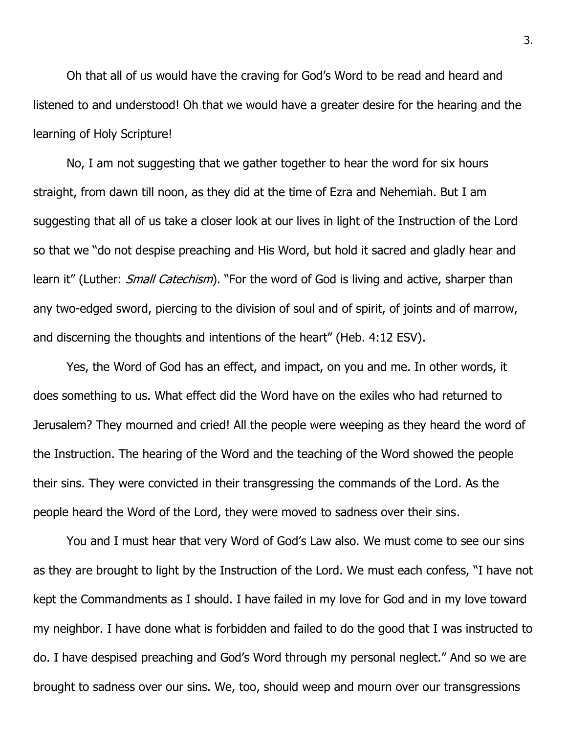Oh that all of us would have the craving for God's Word to be read and heard and listened to and understood! Oh that we would have a greater desire for the hearing and the learning of Holy Scripture!

No, I am not suggesting that we gather together to hear the word for six hours straight, from dawn till noon, as they did at the time of Ezra and Nehemiah. But I am suggesting that all of us take a closer look at our lives in light of the Instruction of the Lord so that we "do not despise preaching and His Word, but hold it sacred and gladly hear and learn it" (Luther: *Small Catechism*). "For the word of God is living and active, sharper than any two-edged sword, piercing to the division of soul and of spirit, of joints and of marrow, and discerning the thoughts and intentions of the heart" (Heb. 4:12 ESV).

Yes, the Word of God has an effect, and impact, on you and me. In other words, it does something to us. What effect did the Word have on the exiles who had returned to Jerusalem? They mourned and cried! All the people were weeping as they heard the word of the Instruction. The hearing of the Word and the teaching of the Word showed the people their sins. They were convicted in their transgressing the commands of the Lord. As the people heard the Word of the Lord, they were moved to sadness over their sins.

You and I must hear that very Word of God's Law also. We must come to see our sins as they are brought to light by the Instruction of the Lord. We must each confess, "I have not kept the Commandments as I should. I have failed in my love for God and in my love toward my neighbor. I have done what is forbidden and failed to do the good that I was instructed to do. I have despised preaching and God's Word through my personal neglect." And so we are brought to sadness over our sins. We, too, should weep and mourn over our transgressions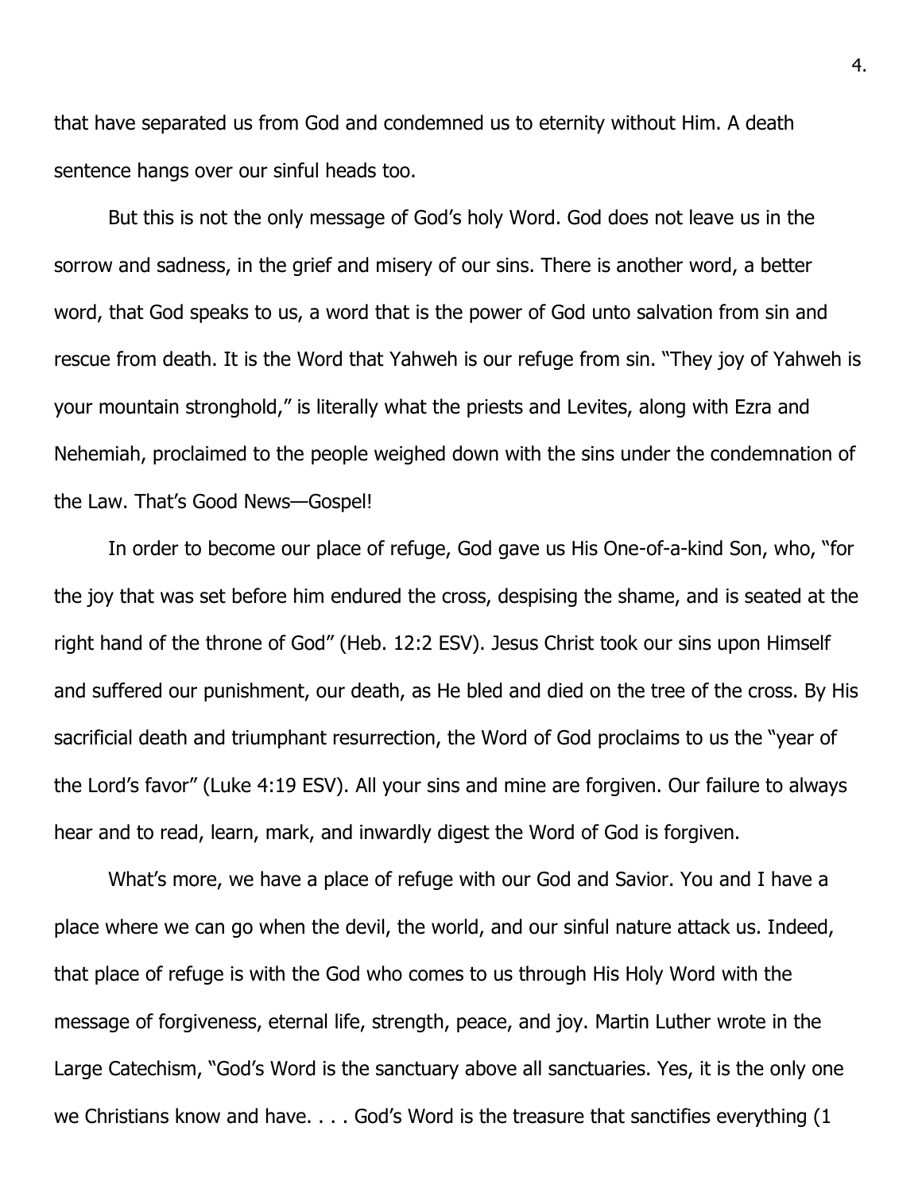that have separated us from God and condemned us to eternity without Him. A death sentence hangs over our sinful heads too.

But this is not the only message of God's holy Word. God does not leave us in the sorrow and sadness, in the grief and misery of our sins. There is another word, a better word, that God speaks to us, a word that is the power of God unto salvation from sin and rescue from death. It is the Word that Yahweh is our refuge from sin. "They joy of Yahweh is your mountain stronghold," is literally what the priests and Levites, along with Ezra and Nehemiah, proclaimed to the people weighed down with the sins under the condemnation of the Law. That's Good News—Gospel!

In order to become our place of refuge, God gave us His One-of-a-kind Son, who, "for the joy that was set before him endured the cross, despising the shame, and is seated at the right hand of the throne of God" (Heb. 12:2 ESV). Jesus Christ took our sins upon Himself and suffered our punishment, our death, as He bled and died on the tree of the cross. By His sacrificial death and triumphant resurrection, the Word of God proclaims to us the "year of the Lord's favor" (Luke 4:19 ESV). All your sins and mine are forgiven. Our failure to always hear and to read, learn, mark, and inwardly digest the Word of God is forgiven.

What's more, we have a place of refuge with our God and Savior. You and I have a place where we can go when the devil, the world, and our sinful nature attack us. Indeed, that place of refuge is with the God who comes to us through His Holy Word with the message of forgiveness, eternal life, strength, peace, and joy. Martin Luther wrote in the Large Catechism, "God's Word is the sanctuary above all sanctuaries. Yes, it is the only one we Christians know and have. . . . God's Word is the treasure that sanctifies everything (1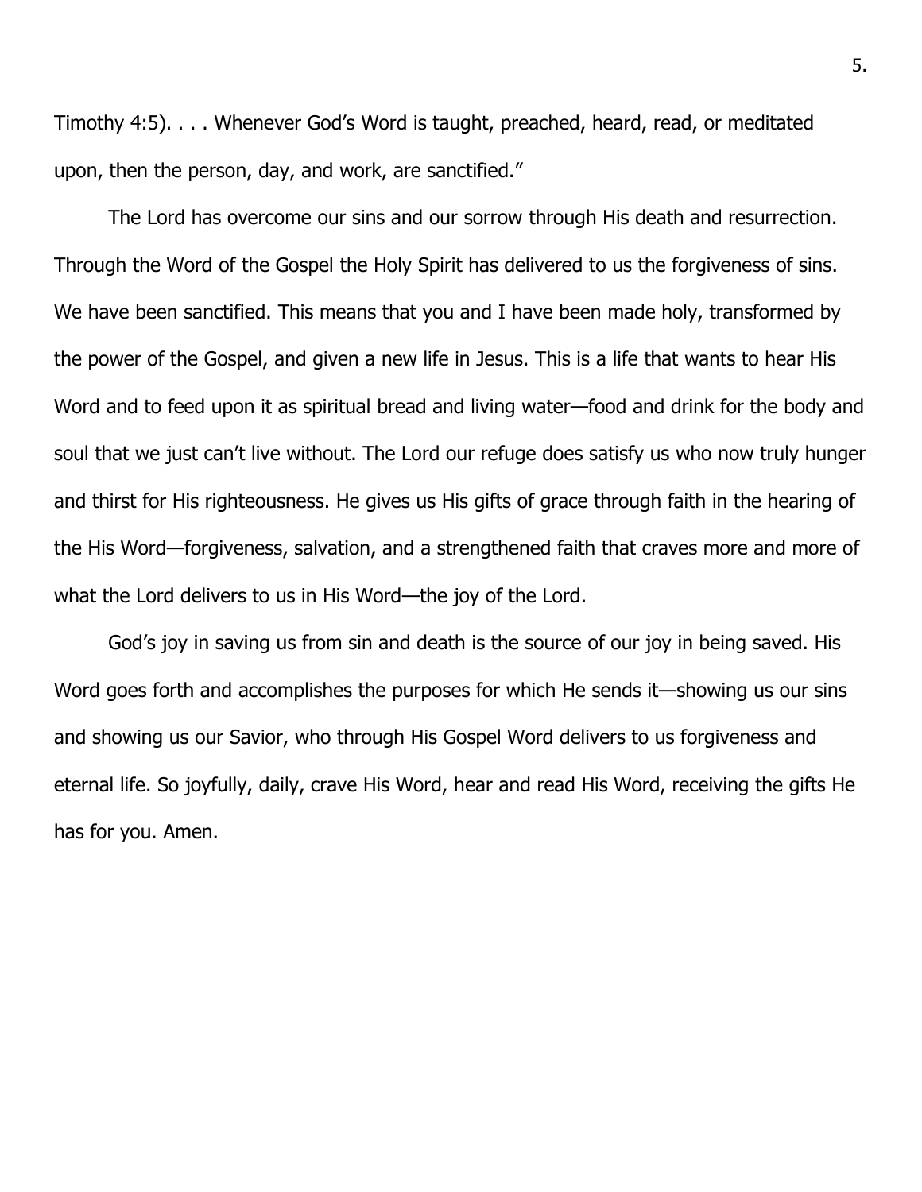Timothy 4:5). . . . Whenever God's Word is taught, preached, heard, read, or meditated upon, then the person, day, and work, are sanctified."

The Lord has overcome our sins and our sorrow through His death and resurrection. Through the Word of the Gospel the Holy Spirit has delivered to us the forgiveness of sins. We have been sanctified. This means that you and I have been made holy, transformed by the power of the Gospel, and given a new life in Jesus. This is a life that wants to hear His Word and to feed upon it as spiritual bread and living water—food and drink for the body and soul that we just can't live without. The Lord our refuge does satisfy us who now truly hunger and thirst for His righteousness. He gives us His gifts of grace through faith in the hearing of the His Word—forgiveness, salvation, and a strengthened faith that craves more and more of what the Lord delivers to us in His Word—the joy of the Lord.

God's joy in saving us from sin and death is the source of our joy in being saved. His Word goes forth and accomplishes the purposes for which He sends it—showing us our sins and showing us our Savior, who through His Gospel Word delivers to us forgiveness and eternal life. So joyfully, daily, crave His Word, hear and read His Word, receiving the gifts He has for you. Amen.